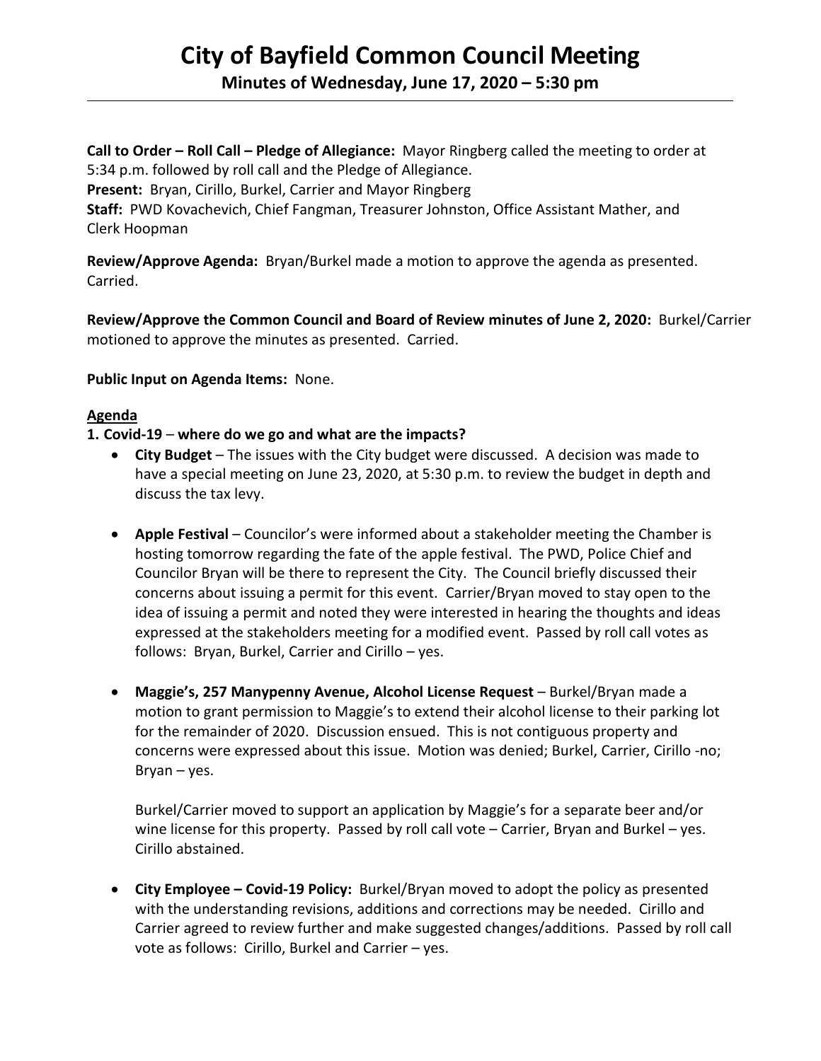# City of Bayfield Common Council Meeting

## Minutes of Wednesday, June 17, 2020 – 5:30 pm

**Call to Order – Roll Call – Pledge of Allegiance:** Mayor Ringberg called the meeting to order at 5:34 p.m. followed by roll call and the Pledge of Allegiance.
**Present:** Bryan, Cirillo, Burkel, Carrier and Mayor Ringberg
**Staff:** PWD Kovachevich, Chief Fangman, Treasurer Johnston, Office Assistant Mather, and Clerk Hoopman

**Review/Approve Agenda:** Bryan/Burkel made a motion to approve the agenda as presented. Carried.

**Review/Approve the Common Council and Board of Review minutes of June 2, 2020:** Burkel/Carrier motioned to approve the minutes as presented. Carried.

**Public Input on Agenda Items:** None.

**Agenda**

**1. Covid-19 – where do we go and what are the impacts?**

- **City Budget** – The issues with the City budget were discussed. A decision was made to have a special meeting on June 23, 2020, at 5:30 p.m. to review the budget in depth and discuss the tax levy.

- **Apple Festival** – Councilor's were informed about a stakeholder meeting the Chamber is hosting tomorrow regarding the fate of the apple festival. The PWD, Police Chief and Councilor Bryan will be there to represent the City. The Council briefly discussed their concerns about issuing a permit for this event. Carrier/Bryan moved to stay open to the idea of issuing a permit and noted they were interested in hearing the thoughts and ideas expressed at the stakeholders meeting for a modified event. Passed by roll call votes as follows: Bryan, Burkel, Carrier and Cirillo – yes.

- **Maggie's, 257 Manypenny Avenue, Alcohol License Request** – Burkel/Bryan made a motion to grant permission to Maggie's to extend their alcohol license to their parking lot for the remainder of 2020. Discussion ensued. This is not contiguous property and concerns were expressed about this issue. Motion was denied; Burkel, Carrier, Cirillo -no; Bryan – yes.

  Burkel/Carrier moved to support an application by Maggie's for a separate beer and/or wine license for this property. Passed by roll call vote – Carrier, Bryan and Burkel – yes. Cirillo abstained.

- **City Employee – Covid-19 Policy:** Burkel/Bryan moved to adopt the policy as presented with the understanding revisions, additions and corrections may be needed. Cirillo and Carrier agreed to review further and make suggested changes/additions. Passed by roll call vote as follows: Cirillo, Burkel and Carrier – yes.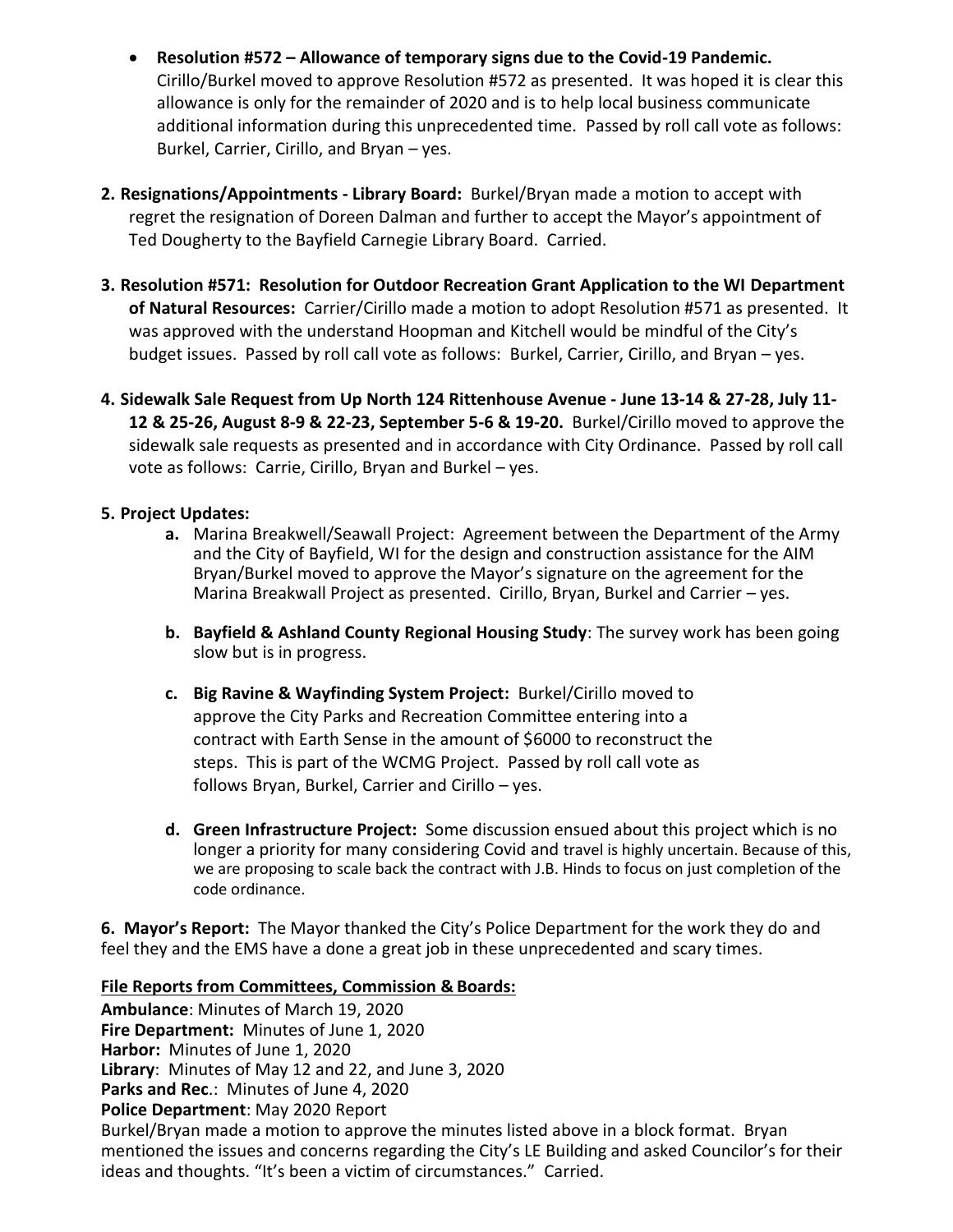- **Resolution #572 – Allowance of temporary signs due to the Covid-19 Pandemic.** Cirillo/Burkel moved to approve Resolution #572 as presented. It was hoped it is clear this allowance is only for the remainder of 2020 and is to help local business communicate additional information during this unprecedented time. Passed by roll call vote as follows: Burkel, Carrier, Cirillo, and Bryan – yes.

**2. Resignations/Appointments - Library Board:** Burkel/Bryan made a motion to accept with regret the resignation of Doreen Dalman and further to accept the Mayor's appointment of Ted Dougherty to the Bayfield Carnegie Library Board. Carried.

**3. Resolution #571: Resolution for Outdoor Recreation Grant Application to the WI Department of Natural Resources:** Carrier/Cirillo made a motion to adopt Resolution #571 as presented. It was approved with the understand Hoopman and Kitchell would be mindful of the City's budget issues. Passed by roll call vote as follows: Burkel, Carrier, Cirillo, and Bryan – yes.

**4. Sidewalk Sale Request from Up North 124 Rittenhouse Avenue - June 13-14 & 27-28, July 11-12 & 25-26, August 8-9 & 22-23, September 5-6 & 19-20.** Burkel/Cirillo moved to approve the sidewalk sale requests as presented and in accordance with City Ordinance. Passed by roll call vote as follows: Carrie, Cirillo, Bryan and Burkel – yes.

**5. Project Updates:**

  **a.** Marina Breakwell/Seawall Project: Agreement between the Department of the Army and the City of Bayfield, WI for the design and construction assistance for the AIM Bryan/Burkel moved to approve the Mayor's signature on the agreement for the Marina Breakwall Project as presented. Cirillo, Bryan, Burkel and Carrier – yes.

  **b. Bayfield & Ashland County Regional Housing Study**: The survey work has been going slow but is in progress.

  **c. Big Ravine & Wayfinding System Project:** Burkel/Cirillo moved to approve the City Parks and Recreation Committee entering into a contract with Earth Sense in the amount of $6000 to reconstruct the steps. This is part of the WCMG Project. Passed by roll call vote as follows Bryan, Burkel, Carrier and Cirillo – yes.

  **d. Green Infrastructure Project:** Some discussion ensued about this project which is no longer a priority for many considering Covid and travel is highly uncertain. Because of this, we are proposing to scale back the contract with J.B. Hinds to focus on just completion of the code ordinance.

**6. Mayor's Report:** The Mayor thanked the City's Police Department for the work they do and feel they and the EMS have a done a great job in these unprecedented and scary times.

**File Reports from Committees, Commission & Boards:**

**Ambulance**: Minutes of March 19, 2020
**Fire Department:** Minutes of June 1, 2020
**Harbor:** Minutes of June 1, 2020
**Library**: Minutes of May 12 and 22, and June 3, 2020
**Parks and Rec**.: Minutes of June 4, 2020
**Police Department**: May 2020 Report

Burkel/Bryan made a motion to approve the minutes listed above in a block format. Bryan mentioned the issues and concerns regarding the City's LE Building and asked Councilor's for their ideas and thoughts. "It's been a victim of circumstances." Carried.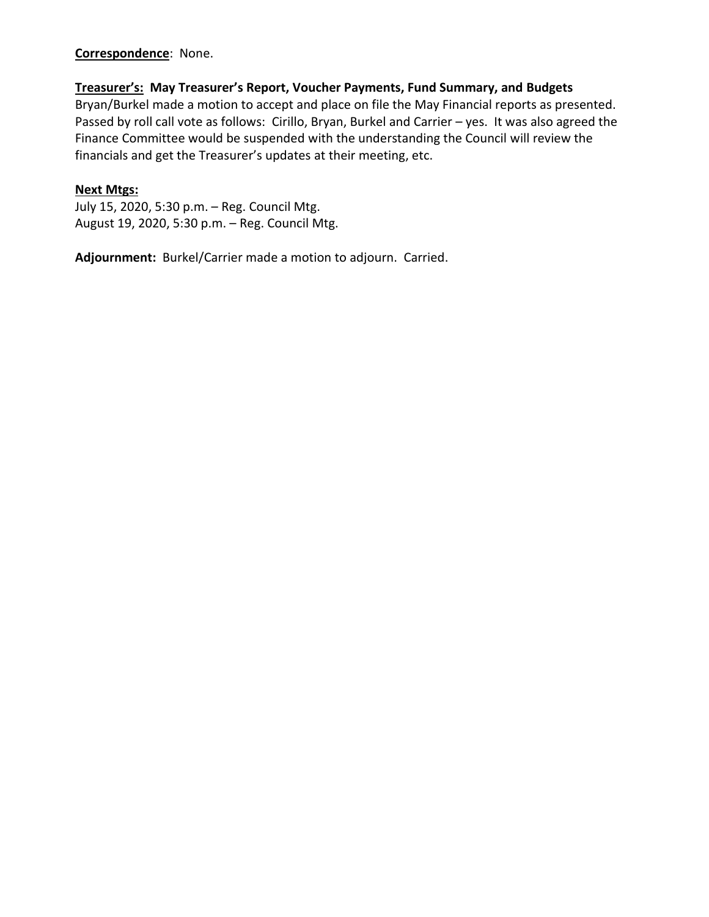**Correspondence**: None.

**Treasurer's: May Treasurer's Report, Voucher Payments, Fund Summary, and Budgets**
Bryan/Burkel made a motion to accept and place on file the May Financial reports as presented. Passed by roll call vote as follows: Cirillo, Bryan, Burkel and Carrier – yes. It was also agreed the Finance Committee would be suspended with the understanding the Council will review the financials and get the Treasurer's updates at their meeting, etc.

**Next Mtgs:**
July 15, 2020, 5:30 p.m. – Reg. Council Mtg.
August 19, 2020, 5:30 p.m. – Reg. Council Mtg.

**Adjournment:** Burkel/Carrier made a motion to adjourn. Carried.